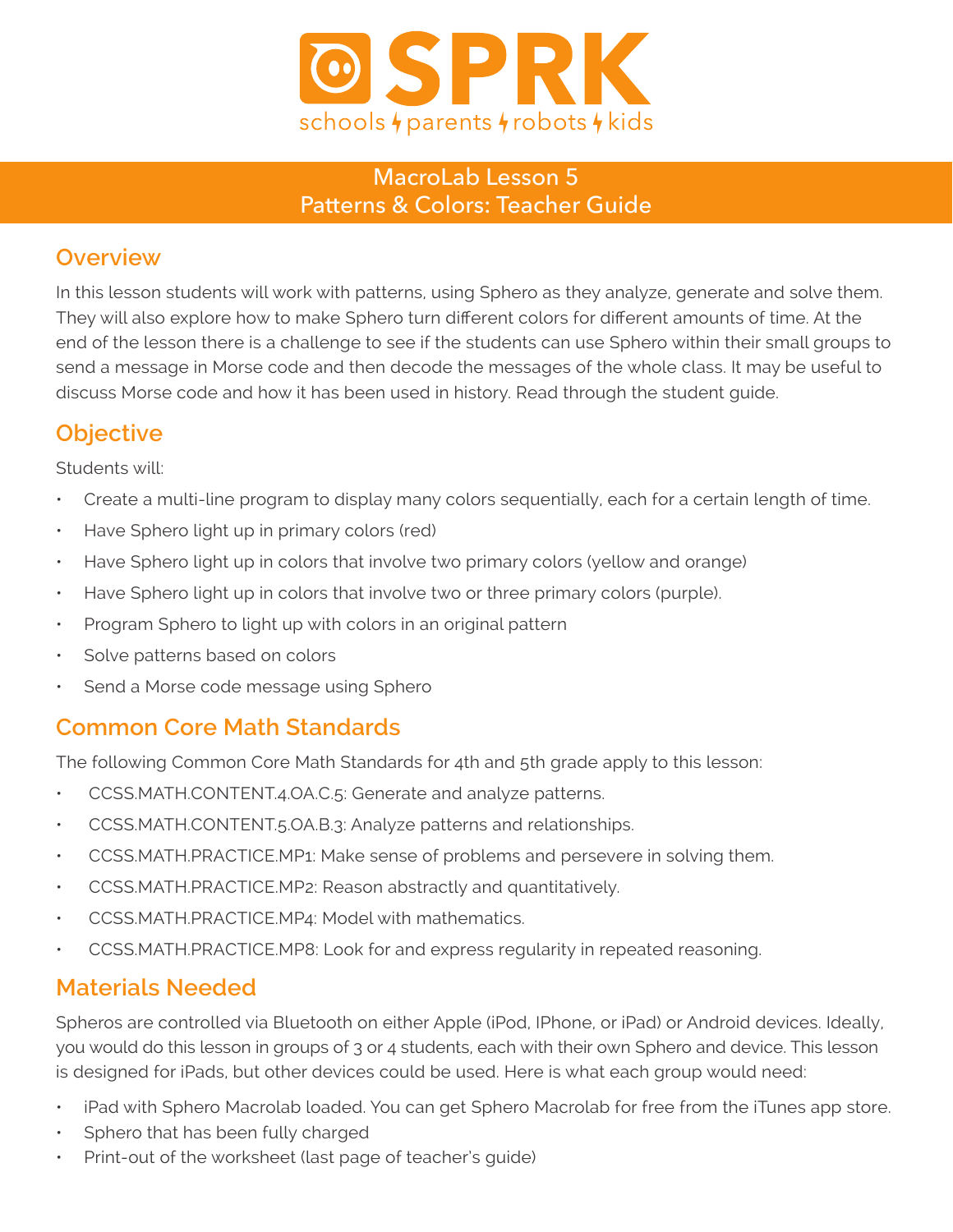# SPRK

schools parents robots kids

## MacroLab Lesson 5
## Patterns & Colors: Teacher Guide

## Overview

In this lesson students will work with patterns, using Sphero as they analyze, generate and solve them. They will also explore how to make Sphero turn different colors for different amounts of time. At the end of the lesson there is a challenge to see if the students can use Sphero within their small groups to send a message in Morse code and then decode the messages of the whole class. It may be useful to discuss Morse code and how it has been used in history. Read through the student guide.

## Objective

Students will:

- Create a multi-line program to display many colors sequentially, each for a certain length of time.
- Have Sphero light up in primary colors (red)
- Have Sphero light up in colors that involve two primary colors (yellow and orange)
- Have Sphero light up in colors that involve two or three primary colors (purple).
- Program Sphero to light up with colors in an original pattern
- Solve patterns based on colors
- Send a Morse code message using Sphero

## Common Core Math Standards

The following Common Core Math Standards for 4th and 5th grade apply to this lesson:

- CCSS.MATH.CONTENT.4.OA.C.5: Generate and analyze patterns.
- CCSS.MATH.CONTENT.5.OA.B.3: Analyze patterns and relationships.
- CCSS.MATH.PRACTICE.MP1: Make sense of problems and persevere in solving them.
- CCSS.MATH.PRACTICE.MP2: Reason abstractly and quantitatively.
- CCSS.MATH.PRACTICE.MP4: Model with mathematics.
- CCSS.MATH.PRACTICE.MP8: Look for and express regularity in repeated reasoning.

## Materials Needed

Spheros are controlled via Bluetooth on either Apple (iPod, IPhone, or iPad) or Android devices. Ideally, you would do this lesson in groups of 3 or 4 students, each with their own Sphero and device. This lesson is designed for iPads, but other devices could be used. Here is what each group would need:

- iPad with Sphero Macrolab loaded. You can get Sphero Macrolab for free from the iTunes app store.
- Sphero that has been fully charged
- Print-out of the worksheet (last page of teacher's guide)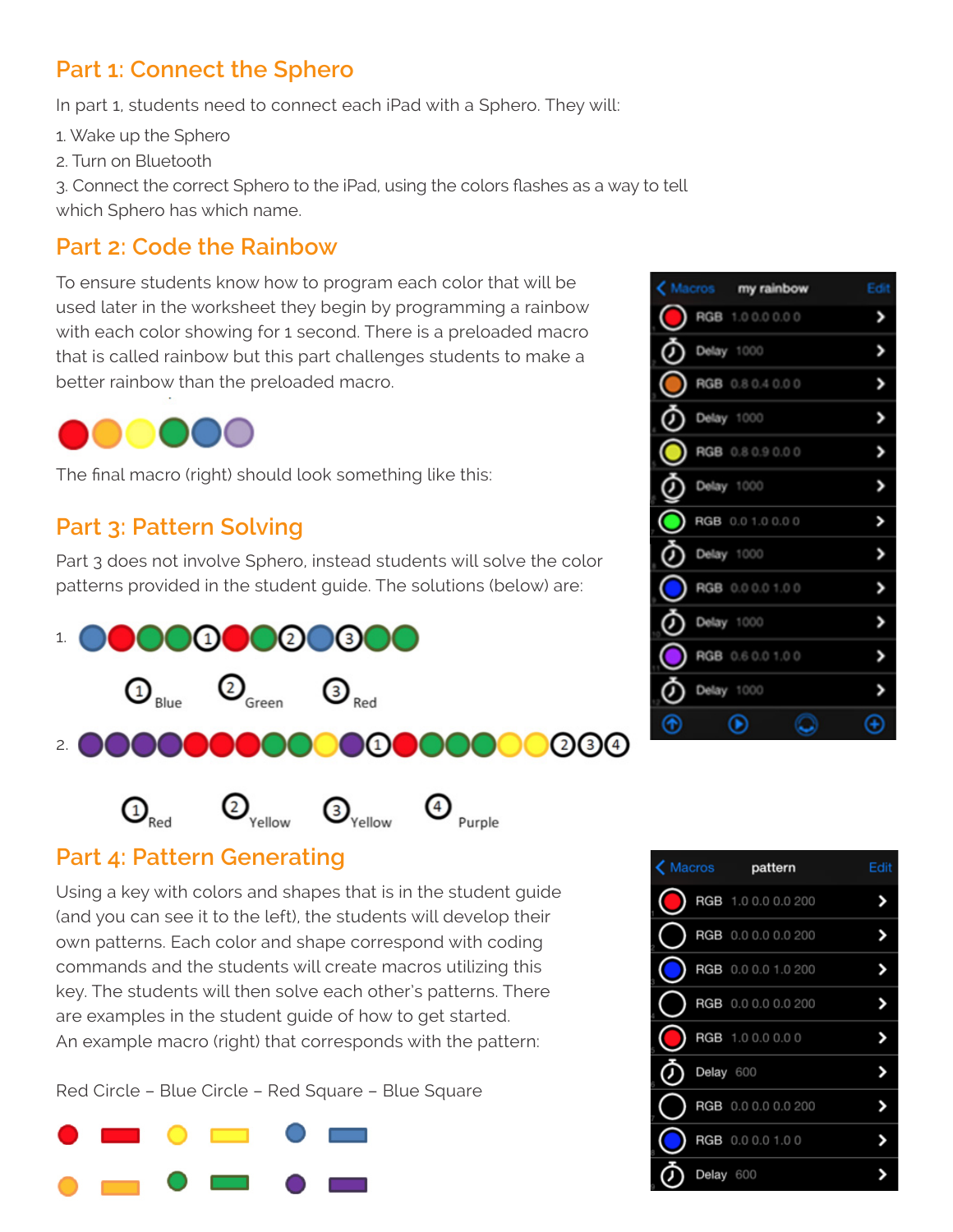## Part 1: Connect the Sphero

In part 1, students need to connect each iPad with a Sphero. They will:

1. Wake up the Sphero
2. Turn on Bluetooth
3. Connect the correct Sphero to the iPad, using the colors flashes as a way to tell which Sphero has which name.

## Part 2: Code the Rainbow

To ensure students know how to program each color that will be used later in the worksheet they begin by programming a rainbow with each color showing for 1 second. There is a preloaded macro that is called rainbow but this part challenges students to make a better rainbow than the preloaded macro.

The final macro (right) should look something like this:

Macros — my rainbow — Edit

- RGB 1.0 0.0 0.0 0
- Delay 1000
- RGB 0.8 0.4 0.0 0
- Delay 1000
- RGB 0.8 0.9 0.0 0
- Delay 1000
- RGB 0.0 1.0 0.0 0
- Delay 1000
- RGB 0.0 0.0 1.0 0
- Delay 1000
- RGB 0.6 0.0 1.0 0
- Delay 1000

## Part 3: Pattern Solving

Part 3 does not involve Sphero, instead students will solve the color patterns provided in the student guide. The solutions (below) are:

1. ① Blue ② Green ③ Red

2. ① Red ② Yellow ③ Yellow ④ Purple

## Part 4: Pattern Generating

Using a key with colors and shapes that is in the student guide (and you can see it to the left), the students will develop their own patterns. Each color and shape correspond with coding commands and the students will create macros utilizing this key. The students will then solve each other's patterns. There are examples in the student guide of how to get started.

An example macro (right) that corresponds with the pattern:

Red Circle – Blue Circle – Red Square – Blue Square

Macros — pattern — Edit

- RGB 1.0 0.0 0.0 200
- RGB 0.0 0.0 0.0 200
- RGB 0.0 0.0 1.0 200
- RGB 0.0 0.0 0.0 200
- RGB 1.0 0.0 0.0 0
- Delay 600
- RGB 0.0 0.0 0.0 200
- RGB 0.0 0.0 1.0 0
- Delay 600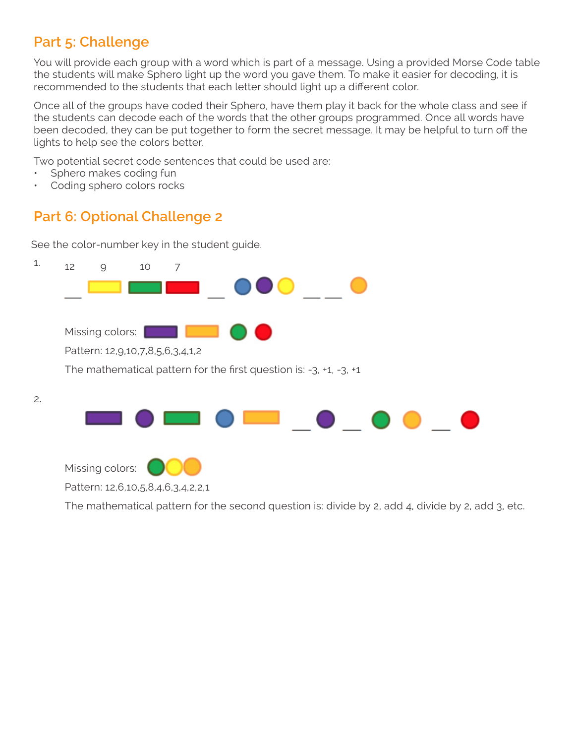## Part 5: Challenge

You will provide each group with a word which is part of a message. Using a provided Morse Code table the students will make Sphero light up the word you gave them. To make it easier for decoding, it is recommended to the students that each letter should light up a different color.

Once all of the groups have coded their Sphero, have them play it back for the whole class and see if the students can decode each of the words that the other groups programmed. Once all words have been decoded, they can be put together to form the secret message. It may be helpful to turn off the lights to help see the colors better.

Two potential secret code sentences that could be used are:

- Sphero makes coding fun
- Coding sphero colors rocks

## Part 6: Optional Challenge 2

See the color-number key in the student guide.

1.

12 9 10 7

Missing colors:

Pattern: 12,9,10,7,8,5,6,3,4,1,2

The mathematical pattern for the first question is: -3, +1, -3, +1

2.

Missing colors:

Pattern: 12,6,10,5,8,4,6,3,4,2,2,1

The mathematical pattern for the second question is: divide by 2, add 4, divide by 2, add 3, etc.